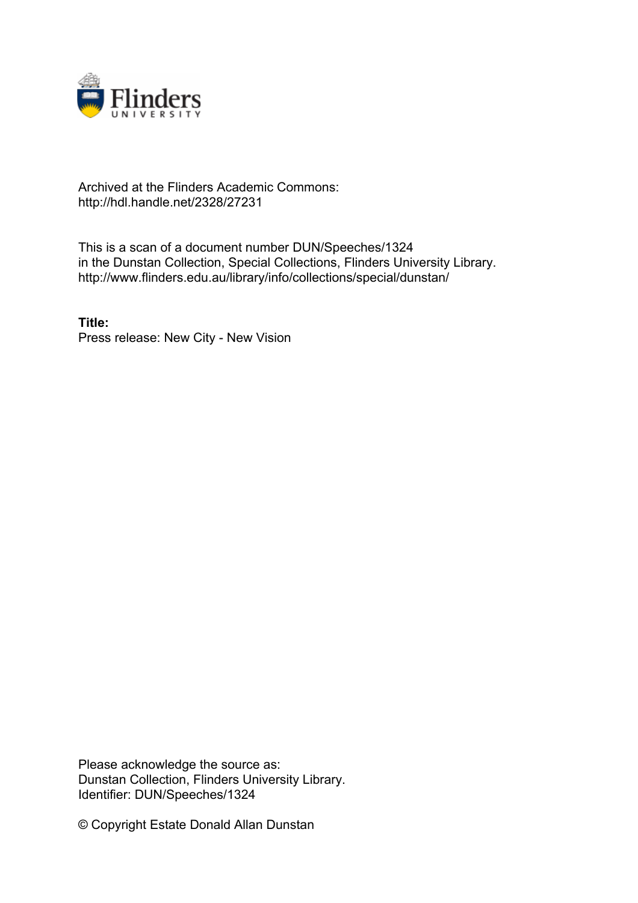Archived at the Flinders Academic Commons:
http://hdl.handle.net/2328/27231

This is a scan of a document number DUN/Speeches/1324
in the Dunstan Collection, Special Collections, Flinders University Library.
http://www.flinders.edu.au/library/info/collections/special/dunstan/

**Title:**
Press release: New City - New Vision

Please acknowledge the source as:
Dunstan Collection, Flinders University Library.
Identifier: DUN/Speeches/1324

© Copyright Estate Donald Allan Dunstan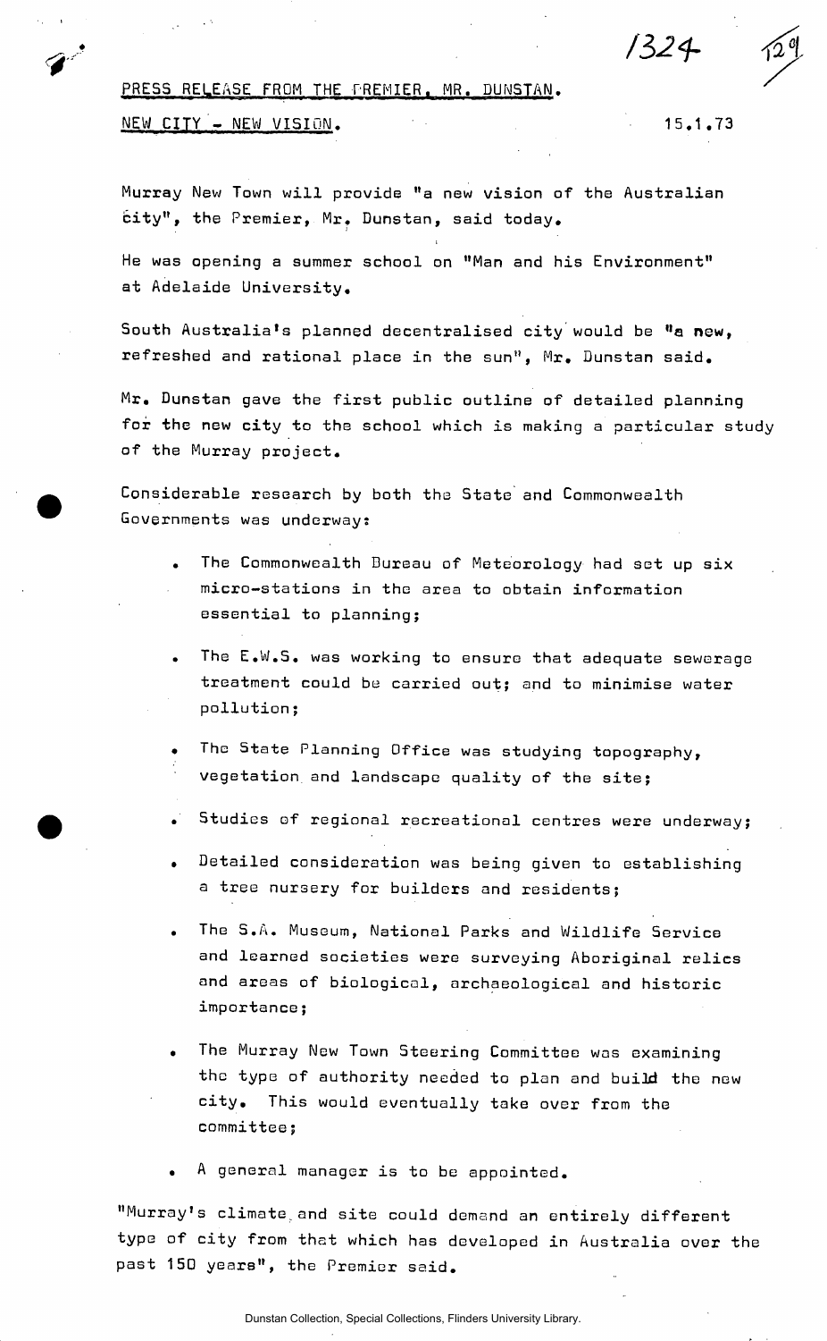PRESS RELEASE FROM THE PREMIER, MR. DUNSTAN.

NEW CITY - NEW VISION. 15.1.73

Murray New Town will provide "a new vision of the Australian city", the Premier, Mr. Dunstan, said today.

He was opening a summer school on "Man and his Environment" at Adelaide University.

South Australia's planned decentralised city would be "a new, refreshed and rational place in the sun", Mr. Dunstan said.

Mr. Dunstan gave the first public outline of detailed planning for the new city to the school which is making a particular study of the Murray project.

Considerable research by both the State and Commonwealth Governments was underway:

- The Commonwealth Bureau of Meteorology had set up six micro-stations in the area to obtain information essential to planning;
- The E.W.S. was working to ensure that adequate sewerage treatment could be carried out; and to minimise water pollution;
- The State Planning Office was studying topography, vegetation and landscape quality of the site;
- Studies of regional recreational centres were underway;
- Detailed consideration was being given to establishing a tree nursery for builders and residents;
- The S.A. Museum, National Parks and Wildlife Service and learned societies were surveying Aboriginal relics and areas of biological, archaeological and historic importance;
- The Murray New Town Steering Committee was examining the type of authority needed to plan and build the new city. This would eventually take over from the committee;
- A general manager is to be appointed.

"Murray's climate and site could demand an entirely different type of city from that which has developed in Australia over the past 150 years", the Premier said.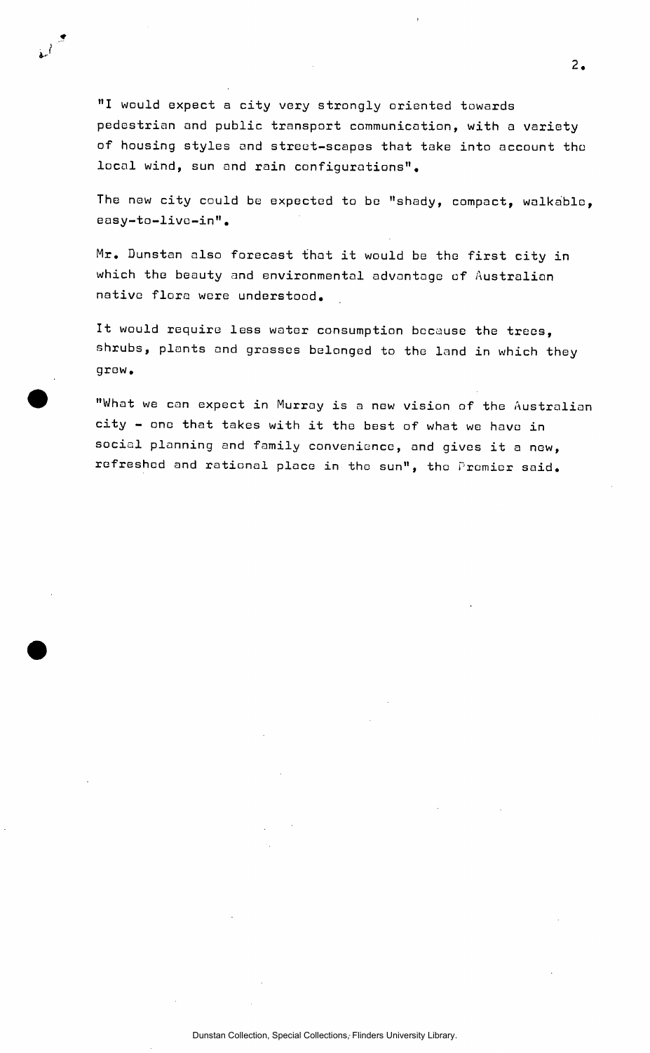"I would expect a city very strongly oriented towards pedestrian and public transport communication, with a variety of housing styles and street-scapes that take into account the local wind, sun and rain configurations".

The new city could be expected to be "shady, compact, walkable, easy-to-live-in".

Mr. Dunstan also forecast that it would be the first city in which the beauty and environmental advantage of Australian native flora were understood.

It would require less water consumption because the trees, shrubs, plants and grasses belonged to the land in which they grew.

"What we can expect in Murray is a new vision of the Australian city - one that takes with it the best of what we have in social planning and family convenience, and gives it a new, refreshed and rational place in the sun", the Premier said.

Dunstan Collection, Special Collections, Flinders University Library.